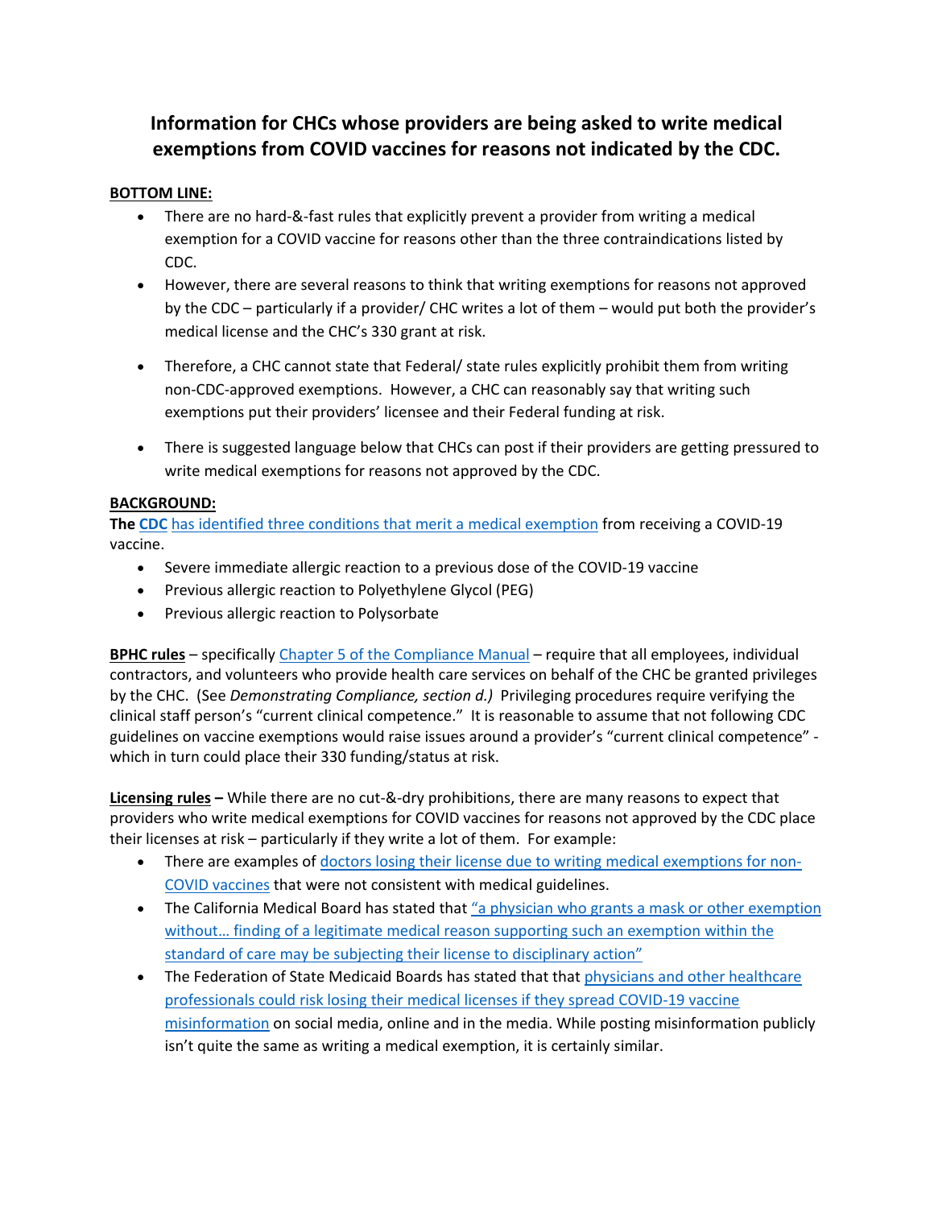# Information for CHCs whose providers are being asked to write medical exemptions from COVID vaccines for reasons not indicated by the CDC.

**BOTTOM LINE:**

- There are no hard-&-fast rules that explicitly prevent a provider from writing a medical exemption for a COVID vaccine for reasons other than the three contraindications listed by CDC.
- However, there are several reasons to think that writing exemptions for reasons not approved by the CDC – particularly if a provider/ CHC writes a lot of them – would put both the provider's medical license and the CHC's 330 grant at risk.
- Therefore, a CHC cannot state that Federal/ state rules explicitly prohibit them from writing non-CDC-approved exemptions. However, a CHC can reasonably say that writing such exemptions put their providers' licensee and their Federal funding at risk.
- There is suggested language below that CHCs can post if their providers are getting pressured to write medical exemptions for reasons not approved by the CDC.

**BACKGROUND:**

**The CDC** has identified three conditions that merit a medical exemption from receiving a COVID-19 vaccine.

- Severe immediate allergic reaction to a previous dose of the COVID-19 vaccine
- Previous allergic reaction to Polyethylene Glycol (PEG)
- Previous allergic reaction to Polysorbate

**BPHC rules** – specifically Chapter 5 of the Compliance Manual – require that all employees, individual contractors, and volunteers who provide health care services on behalf of the CHC be granted privileges by the CHC. (See *Demonstrating Compliance, section d.)* Privileging procedures require verifying the clinical staff person's "current clinical competence." It is reasonable to assume that not following CDC guidelines on vaccine exemptions would raise issues around a provider's "current clinical competence" - which in turn could place their 330 funding/status at risk.

**Licensing rules –** While there are no cut-&-dry prohibitions, there are many reasons to expect that providers who write medical exemptions for COVID vaccines for reasons not approved by the CDC place their licenses at risk – particularly if they write a lot of them. For example:

- There are examples of doctors losing their license due to writing medical exemptions for non-COVID vaccines that were not consistent with medical guidelines.
- The California Medical Board has stated that "a physician who grants a mask or other exemption without… finding of a legitimate medical reason supporting such an exemption within the standard of care may be subjecting their license to disciplinary action"
- The Federation of State Medicaid Boards has stated that that physicians and other healthcare professionals could risk losing their medical licenses if they spread COVID-19 vaccine misinformation on social media, online and in the media. While posting misinformation publicly isn't quite the same as writing a medical exemption, it is certainly similar.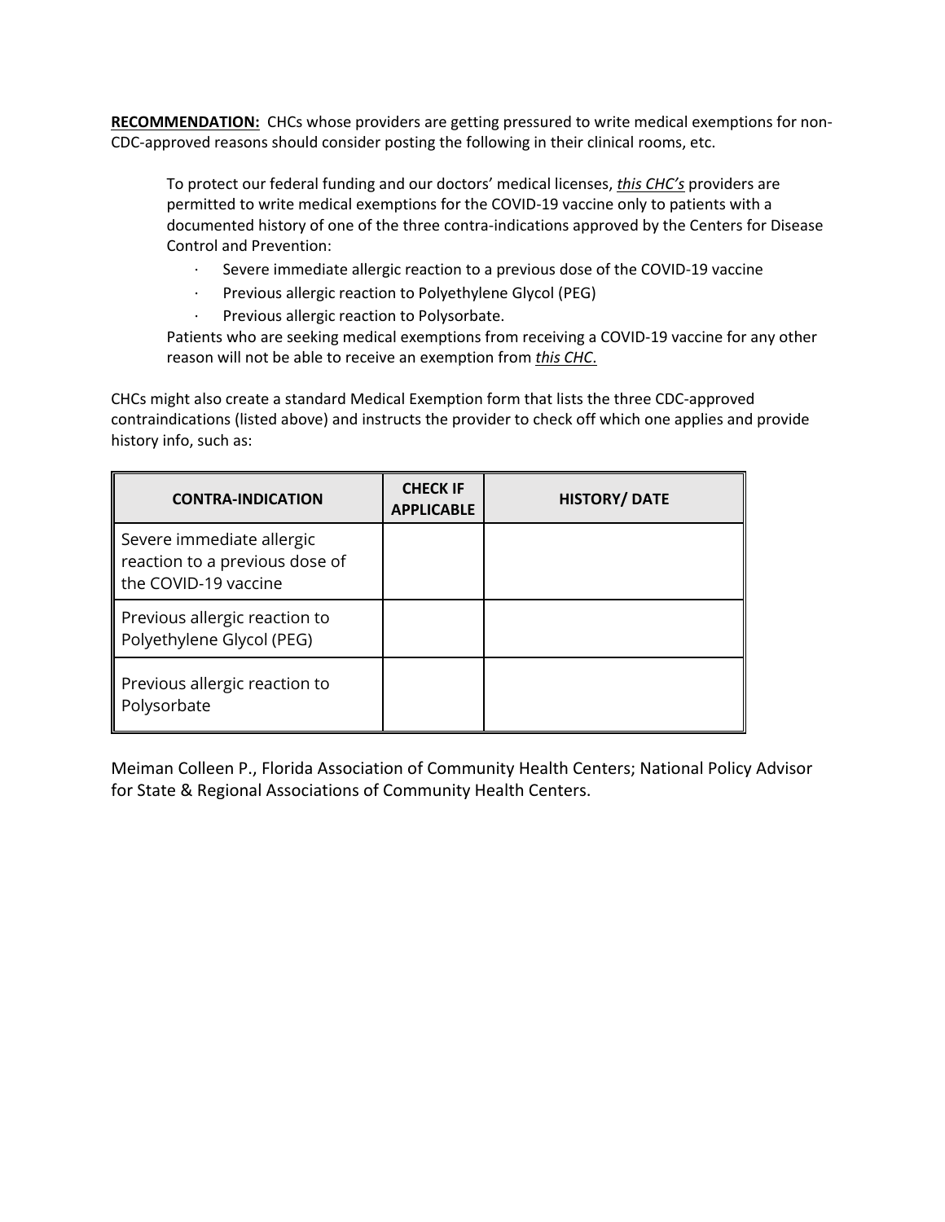**RECOMMENDATION:** CHCs whose providers are getting pressured to write medical exemptions for non-CDC-approved reasons should consider posting the following in their clinical rooms, etc.

> To protect our federal funding and our doctors' medical licenses, ***this CHC's*** providers are permitted to write medical exemptions for the COVID-19 vaccine only to patients with a documented history of one of the three contra-indications approved by the Centers for Disease Control and Prevention:
>
> - Severe immediate allergic reaction to a previous dose of the COVID-19 vaccine
> - Previous allergic reaction to Polyethylene Glycol (PEG)
> - Previous allergic reaction to Polysorbate.
>
> Patients who are seeking medical exemptions from receiving a COVID-19 vaccine for any other reason will not be able to receive an exemption from ***this CHC***.

CHCs might also create a standard Medical Exemption form that lists the three CDC-approved contraindications (listed above) and instructs the provider to check off which one applies and provide history info, such as:

| CONTRA-INDICATION | CHECK IF APPLICABLE | HISTORY/ DATE |
|---|---|---|
| Severe immediate allergic reaction to a previous dose of the COVID-19 vaccine | | |
| Previous allergic reaction to Polyethylene Glycol (PEG) | | |
| Previous allergic reaction to Polysorbate | | |

Meiman Colleen P., Florida Association of Community Health Centers; National Policy Advisor for State & Regional Associations of Community Health Centers.